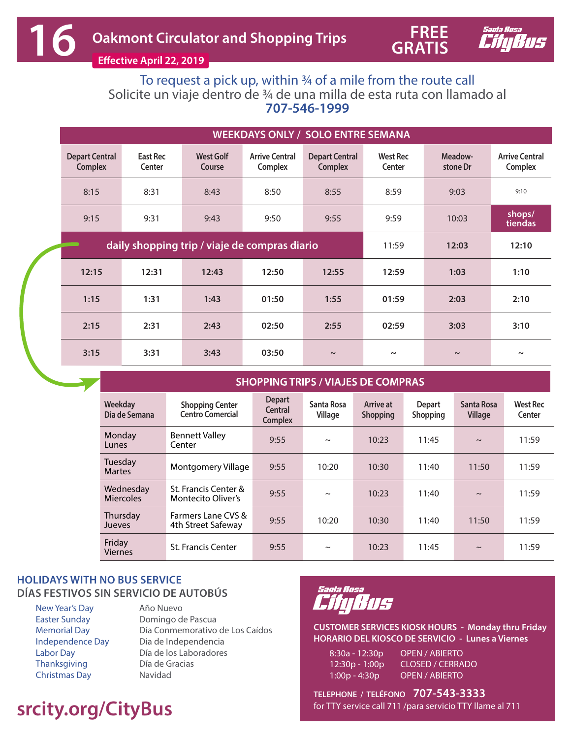# 16 Oakmont Circulator and Shopping Trips

**FREE GRATIS**

Santa Rosa CityBus

Effective April 22, 2019

To request a pick up, within ¾ of a mile from the route call
Solicite un viaje dentro de ¾ de una milla de esta ruta con llamado al
**707-546-1999**

## WEEKDAYS ONLY / SOLO ENTRE SEMANA

| Depart Central Complex | East Rec Center | West Golf Course | Arrive Central Complex | Depart Central Complex | West Rec Center | Meadow-stone Dr | Arrive Central Complex |
|---|---|---|---|---|---|---|---|
| 8:15 | 8:31 | 8:43 | 8:50 | 8:55 | 8:59 | 9:03 | 9:10 |
| 9:15 | 9:31 | 9:43 | 9:50 | 9:55 | 9:59 | 10:03 | shops/ tiendas |
| daily shopping trip / viaje de compras diario | | | | | 11:59 | **12:03** | **12:10** |
| **12:15** | **12:31** | **12:43** | **12:50** | **12:55** | **12:59** | **1:03** | **1:10** |
| **1:15** | **1:31** | **1:43** | **01:50** | **1:55** | **01:59** | **2:03** | **2:10** |
| **2:15** | **2:31** | **2:43** | **02:50** | **2:55** | **02:59** | **3:03** | **3:10** |
| **3:15** | **3:31** | **3:43** | **03:50** | ~ | ~ | ~ | ~ |

## SHOPPING TRIPS / VIAJES DE COMPRAS

| Weekday Dia de Semana | Shopping Center Centro Comercial | Depart Central Complex | Santa Rosa Village | Arrive at Shopping | Depart Shopping | Santa Rosa Village | West Rec Center |
|---|---|---|---|---|---|---|---|
| Monday Lunes | Bennett Valley Center | 9:55 | ~ | 10:23 | 11:45 | ~ | 11:59 |
| Tuesday Martes | Montgomery Village | 9:55 | 10:20 | 10:30 | 11:40 | 11:50 | 11:59 |
| Wednesday Miercoles | St. Francis Center & Montecito Oliver's | 9:55 | ~ | 10:23 | 11:40 | ~ | 11:59 |
| Thursday Jueves | Farmers Lane CVS & 4th Street Safeway | 9:55 | 10:20 | 10:30 | 11:40 | 11:50 | 11:59 |
| Friday Viernes | St. Francis Center | 9:55 | ~ | 10:23 | 11:45 | ~ | 11:59 |

### HOLIDAYS WITH NO BUS SERVICE
### DÍAS FESTIVOS SIN SERVICIO DE AUTOBÚS

| | |
|---|---|
| New Year's Day | Año Nuevo |
| Easter Sunday | Domingo de Pascua |
| Memorial Day | Día Conmemorativo de Los Caídos |
| Independence Day | Dia de Independencia |
| Labor Day | Día de los Laboradores |
| Thanksgiving | Día de Gracias |
| Christmas Day | Navidad |

**srcity.org/CityBus**

Santa Rosa CityBus

**CUSTOMER SERVICES KIOSK HOURS - Monday thru Friday**
**HORARIO DEL KIOSCO DE SERVICIO - Lunes a Viernes**

| | |
|---|---|
| 8:30a - 12:30p | OPEN / ABIERTO |
| 12:30p - 1:00p | CLOSED / CERRADO |
| 1:00p - 4:30p | OPEN / ABIERTO |

**TELEPHONE / TELÉFONO 707-543-3333**
for TTY service call 711 /para servicio TTY llame al 711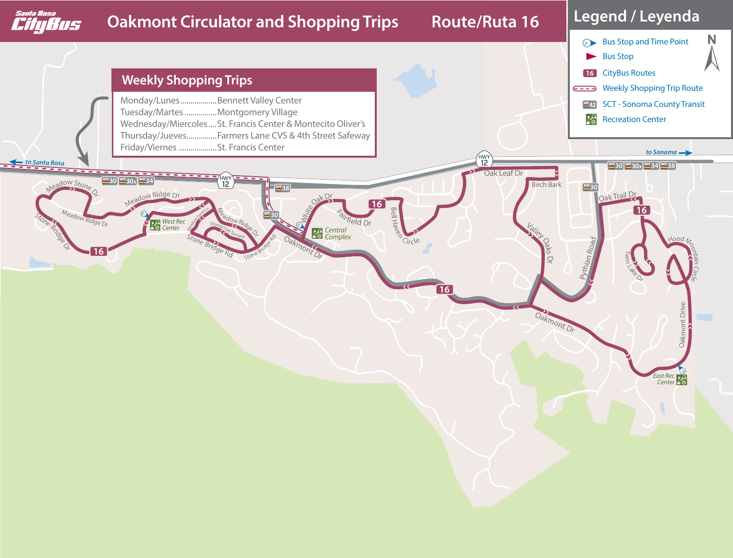Santa Rosa CityBus

# Oakmont Circulator and Shopping Trips

# Route/Ruta 16

## Legend / Leyenda

- Bus Stop and Time Point
- Bus Stop
- 16 CityBus Routes
- Weekly Shopping Trip Route
- SCT - Sonoma County Transit
- Recreation Center

## Weekly Shopping Trips

| | |
|---|---|
| Monday/Lunes | Bennett Valley Center |
| Tuesday/Martes | Montgomery Village |
| Wednesday/Miercoles | St. Francis Center & Montecito Oliver's |
| Thursday/Jueves | Farmers Lane CVS & 4th Street Safeway |
| Friday/Viernes | St. Francis Center |

to Santa Rosa

to Sonoma

HWY 12

Meadow Stone Dr

Meadow Ridge Dr

Stone Bridge Dr

West Rec Center

Meadow Creek Ln

Stonecroft Terrace

Stone Bridge Rd

White Oak Dr

Fairfield Dr

Central Complex

Oakmont Dr

Bell Haven Circle

Oak Leaf Dr

Birch Bark

Valley Oaks Dr

Pythian Road

Oak Trail Dr

Twin Lake Dr

Hood Mountain Circle

Oakmont Drive

East Rec Center

16

SCT 30 30x 34 38